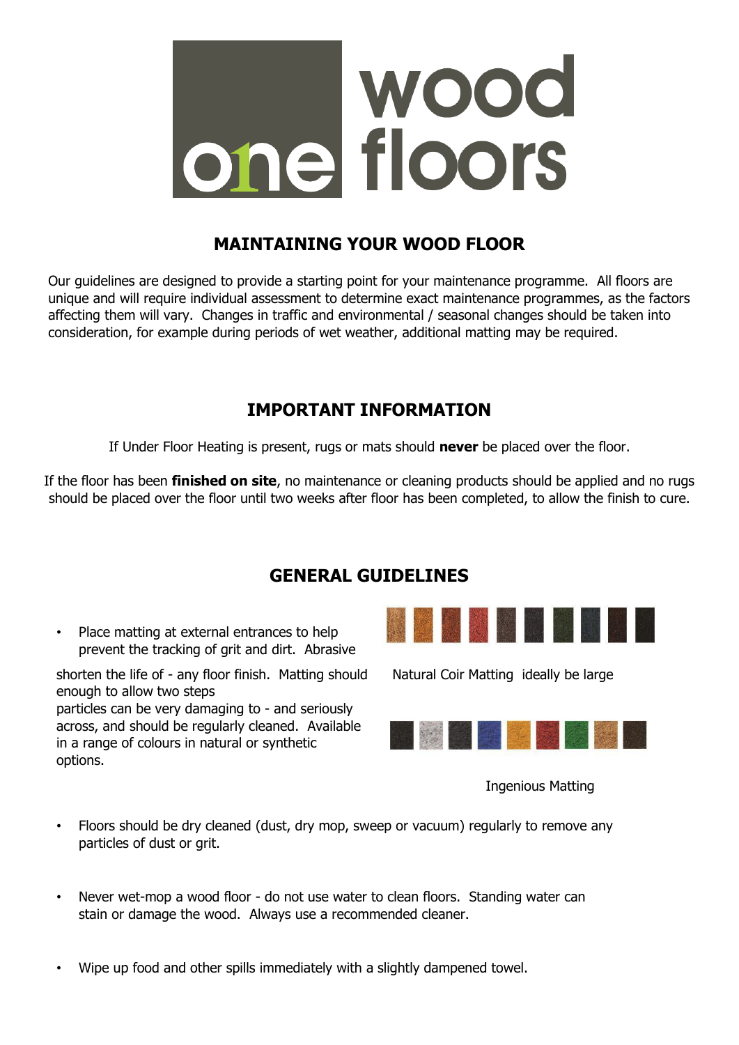# MAINTAINING YOUR WOOD FLOOR

Our guidelines are designed to provide a starting point for your maintenance programme. All floors are unique and will require individual assessment to determine exact maintenance programmes, as the factors affecting them will vary. Changes in traffic and environmental / seasonal changes should be taken into consideration, for example during periods of wet weather, additional matting may be required.

## IMPORTANT INFORMATION

If Under Floor Heating is present, rugs or mats should **never** be placed over the floor.

If the floor has been **finished on site**, no maintenance or cleaning products should be applied and no rugs should be placed over the floor until two weeks after floor has been completed, to allow the finish to cure.

## GENERAL GUIDELINES

- Place matting at external entrances to help prevent the tracking of grit and dirt. Abrasive particles can be very damaging to - and seriously shorten the life of - any floor finish. Matting should ideally be large enough to allow two steps across, and should be regularly cleaned. Available in a range of colours in natural or synthetic options.

Natural Coir Matting

Ingenious Matting

- Floors should be dry cleaned (dust, dry mop, sweep or vacuum) regularly to remove any particles of dust or grit.

- Never wet-mop a wood floor - do not use water to clean floors. Standing water can stain or damage the wood. Always use a recommended cleaner.

- Wipe up food and other spills immediately with a slightly dampened towel.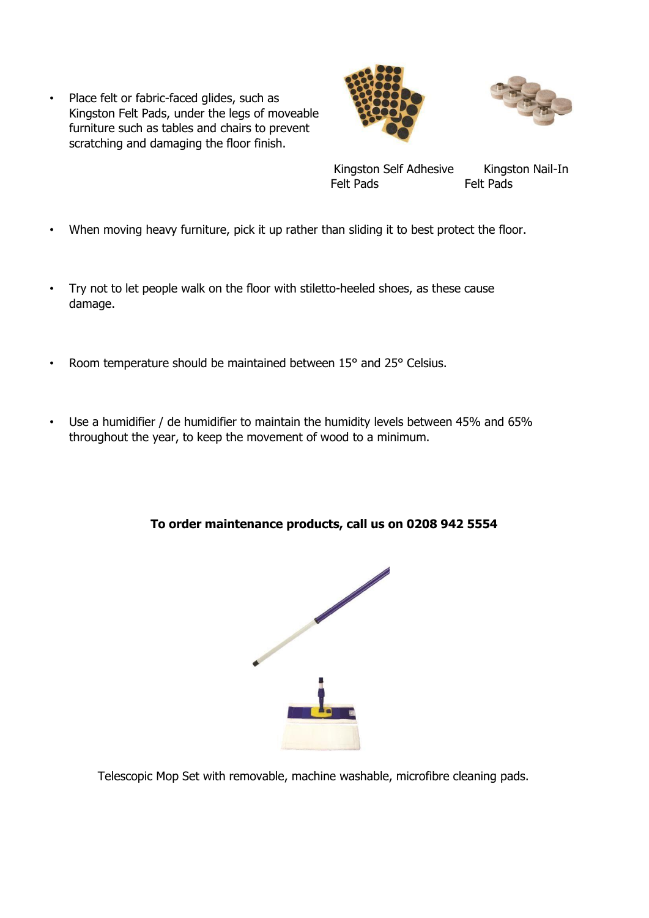- Place felt or fabric-faced glides, such as Kingston Felt Pads, under the legs of moveable furniture such as tables and chairs to prevent scratching and damaging the floor finish.

Kingston Self Adhesive Felt Pads

Kingston Nail-In Felt Pads

- When moving heavy furniture, pick it up rather than sliding it to best protect the floor.

- Try not to let people walk on the floor with stiletto-heeled shoes, as these cause damage.

- Room temperature should be maintained between 15° and 25° Celsius.

- Use a humidifier / de humidifier to maintain the humidity levels between 45% and 65% throughout the year, to keep the movement of wood to a minimum.

**To order maintenance products, call us on 0208 942 5554**

Telescopic Mop Set with removable, machine washable, microfibre cleaning pads.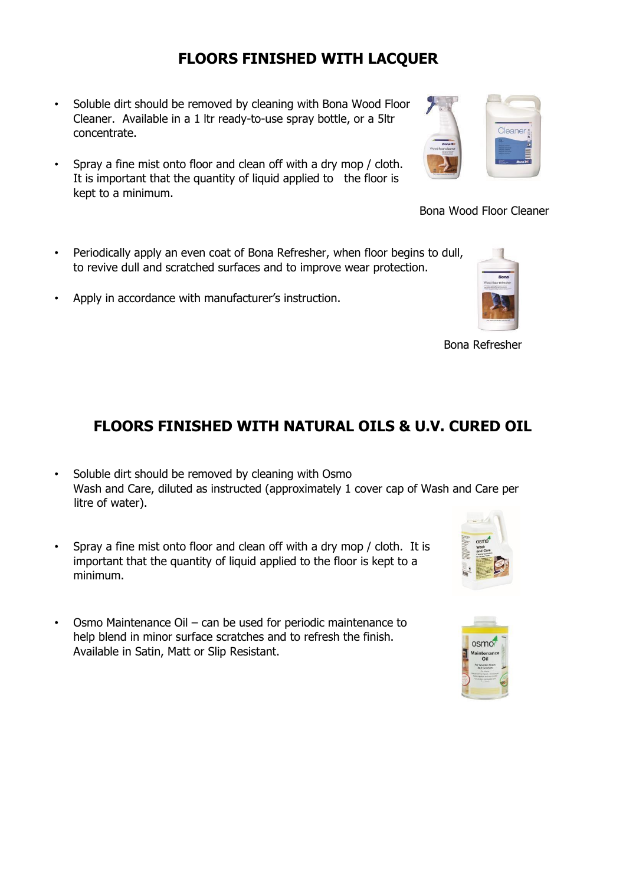## FLOORS FINISHED WITH LACQUER

- Soluble dirt should be removed by cleaning with Bona Wood Floor Cleaner. Available in a 1 ltr ready-to-use spray bottle, or a 5ltr concentrate.
- Spray a fine mist onto floor and clean off with a dry mop / cloth. It is important that the quantity of liquid applied to the floor is kept to a minimum.

Bona Wood Floor Cleaner

- Periodically apply an even coat of Bona Refresher, when floor begins to dull, to revive dull and scratched surfaces and to improve wear protection.
- Apply in accordance with manufacturer's instruction.

Bona Refresher

## FLOORS FINISHED WITH NATURAL OILS & U.V. CURED OIL

- Soluble dirt should be removed by cleaning with Osmo Wash and Care, diluted as instructed (approximately 1 cover cap of Wash and Care per litre of water).
- Spray a fine mist onto floor and clean off with a dry mop / cloth. It is important that the quantity of liquid applied to the floor is kept to a minimum.
- Osmo Maintenance Oil – can be used for periodic maintenance to help blend in minor surface scratches and to refresh the finish. Available in Satin, Matt or Slip Resistant.